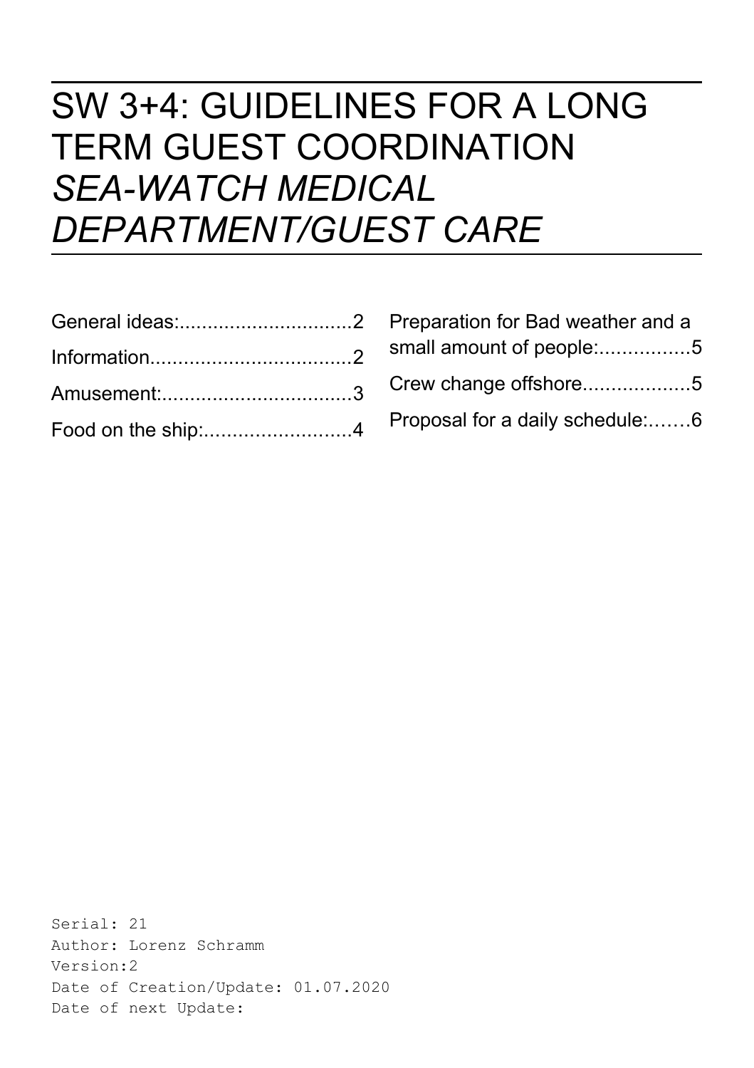# SW 3+4: GUIDELINES FOR A LONG TERM GUEST COORDINATION

# *SEA-WATCH MEDICAL DEPARTMENT/GUEST CARE*

General ideas:...............................2

Information...................................2

Amusement:..................................3

Food on the ship:..........................4

Preparation for Bad weather and a small amount of people:................5

Crew change offshore...................5

Proposal for a daily schedule:.......6

```
Serial: 21
Author: Lorenz Schramm
Version:2
Date of Creation/Update: 01.07.2020
Date of next Update:
```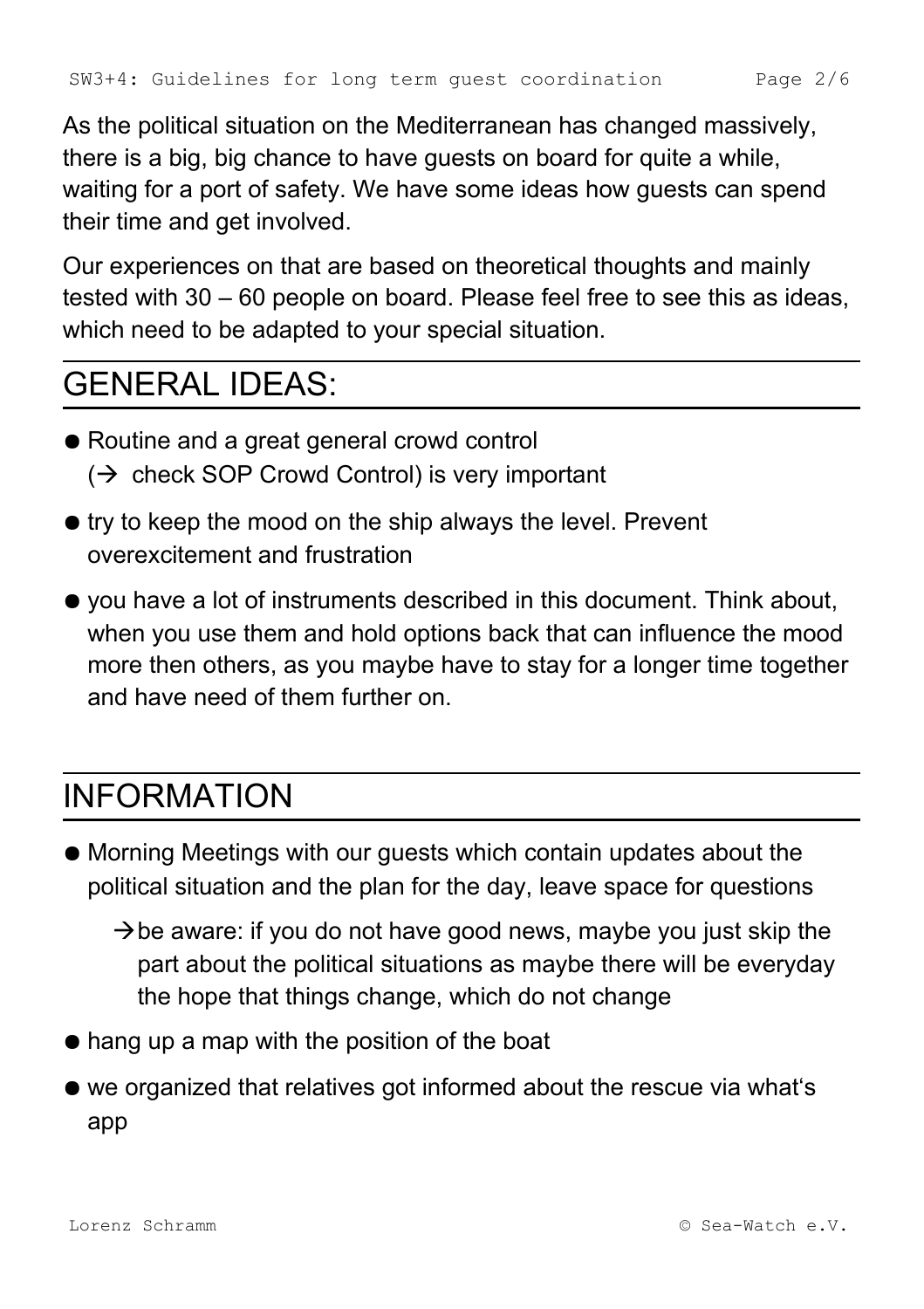As the political situation on the Mediterranean has changed massively, there is a big, big chance to have guests on board for quite a while, waiting for a port of safety. We have some ideas how guests can spend their time and get involved.

Our experiences on that are based on theoretical thoughts and mainly tested with 30 – 60 people on board. Please feel free to see this as ideas, which need to be adapted to your special situation.

## GENERAL IDEAS:

- Routine and a great general crowd control (→ check SOP Crowd Control) is very important
- try to keep the mood on the ship always the level. Prevent overexcitement and frustration
- you have a lot of instruments described in this document. Think about, when you use them and hold options back that can influence the mood more then others, as you maybe have to stay for a longer time together and have need of them further on.

## INFORMATION

- Morning Meetings with our guests which contain updates about the political situation and the plan for the day, leave space for questions
  - →be aware: if you do not have good news, maybe you just skip the part about the political situations as maybe there will be everyday the hope that things change, which do not change
- hang up a map with the position of the boat
- we organized that relatives got informed about the rescue via what‘s app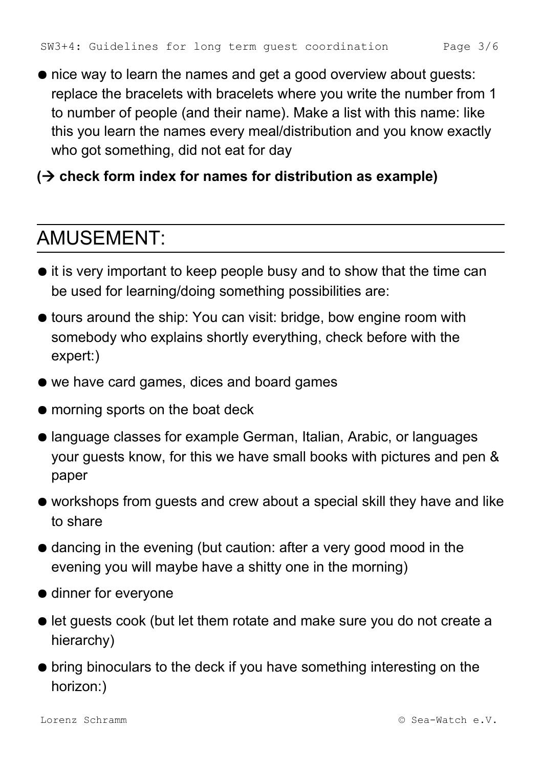- nice way to learn the names and get a good overview about guests: replace the bracelets with bracelets where you write the number from 1 to number of people (and their name). Make a list with this name: like this you learn the names every meal/distribution and you know exactly who got something, did not eat for day

**(→ check form index for names for distribution as example)**

## AMUSEMENT:

- it is very important to keep people busy and to show that the time can be used for learning/doing something possibilities are:
- tours around the ship: You can visit: bridge, bow engine room with somebody who explains shortly everything, check before with the expert:)
- we have card games, dices and board games
- morning sports on the boat deck
- language classes for example German, Italian, Arabic, or languages your guests know, for this we have small books with pictures and pen & paper
- workshops from guests and crew about a special skill they have and like to share
- dancing in the evening (but caution: after a very good mood in the evening you will maybe have a shitty one in the morning)
- dinner for everyone
- let guests cook (but let them rotate and make sure you do not create a hierarchy)
- bring binoculars to the deck if you have something interesting on the horizon:)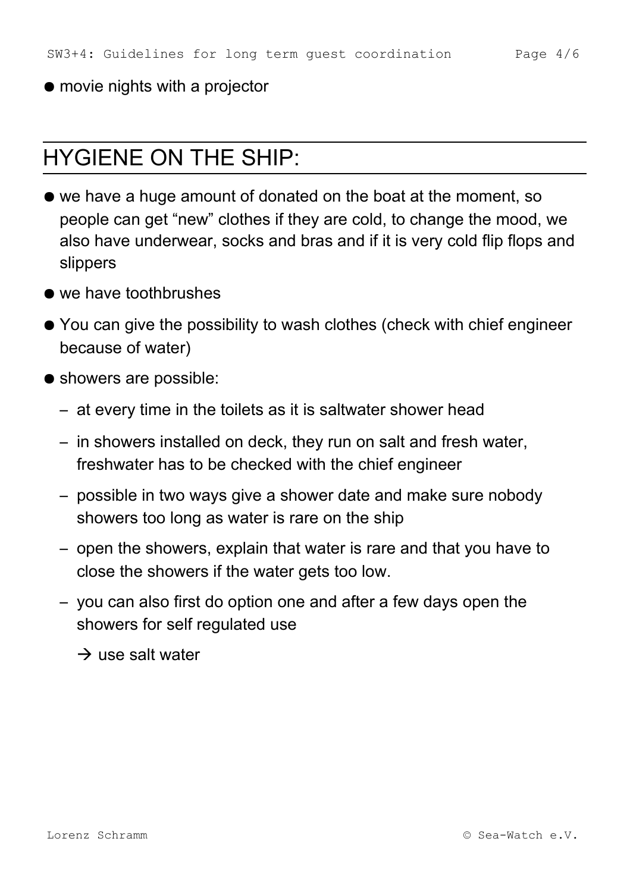- movie nights with a projector

## HYGIENE ON THE SHIP:

- we have a huge amount of donated on the boat at the moment, so people can get "new" clothes if they are cold, to change the mood, we also have underwear, socks and bras and if it is very cold flip flops and slippers
- we have toothbrushes
- You can give the possibility to wash clothes (check with chief engineer because of water)
- showers are possible:
  - at every time in the toilets as it is saltwater shower head
  - in showers installed on deck, they run on salt and fresh water, freshwater has to be checked with the chief engineer
  - possible in two ways give a shower date and make sure nobody showers too long as water is rare on the ship
  - open the showers, explain that water is rare and that you have to close the showers if the water gets too low.
  - you can also first do option one and after a few days open the showers for self regulated use

    → use salt water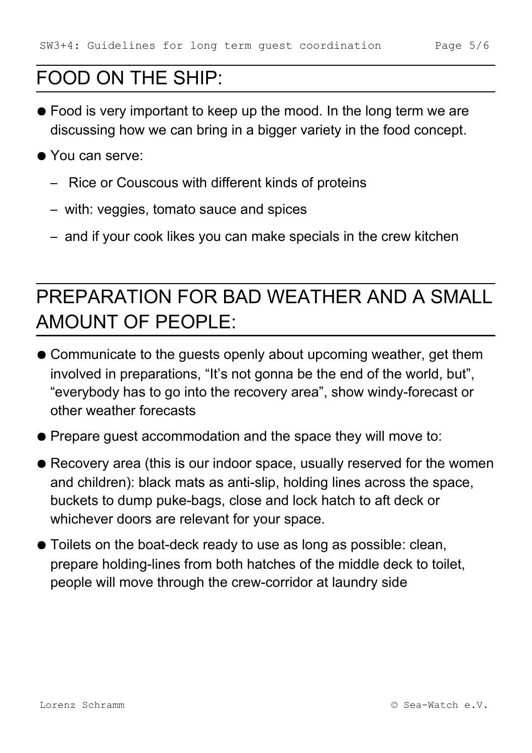## FOOD ON THE SHIP:

- Food is very important to keep up the mood. In the long term we are discussing how we can bring in a bigger variety in the food concept.
- You can serve:
  - Rice or Couscous with different kinds of proteins
  - with: veggies, tomato sauce and spices
  - and if your cook likes you can make specials in the crew kitchen

## PREPARATION FOR BAD WEATHER AND A SMALL AMOUNT OF PEOPLE:

- Communicate to the guests openly about upcoming weather, get them involved in preparations, “It’s not gonna be the end of the world, but”, “everybody has to go into the recovery area”, show windy-forecast or other weather forecasts
- Prepare guest accommodation and the space they will move to:
- Recovery area (this is our indoor space, usually reserved for the women and children): black mats as anti-slip, holding lines across the space, buckets to dump puke-bags, close and lock hatch to aft deck or whichever doors are relevant for your space.
- Toilets on the boat-deck ready to use as long as possible: clean, prepare holding-lines from both hatches of the middle deck to toilet, people will move through the crew-corridor at laundry side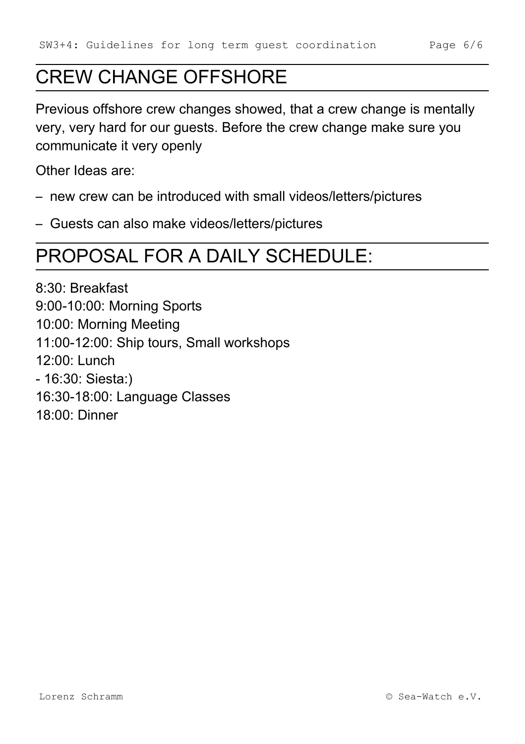# CREW CHANGE OFFSHORE

Previous offshore crew changes showed, that a crew change is mentally very, very hard for our guests. Before the crew change make sure you communicate it very openly

Other Ideas are:

– new crew can be introduced with small videos/letters/pictures

– Guests can also make videos/letters/pictures

# PROPOSAL FOR A DAILY SCHEDULE:

8:30: Breakfast
9:00-10:00: Morning Sports
10:00: Morning Meeting
11:00-12:00: Ship tours, Small workshops
12:00: Lunch
- 16:30: Siesta:)
16:30-18:00: Language Classes
18:00: Dinner